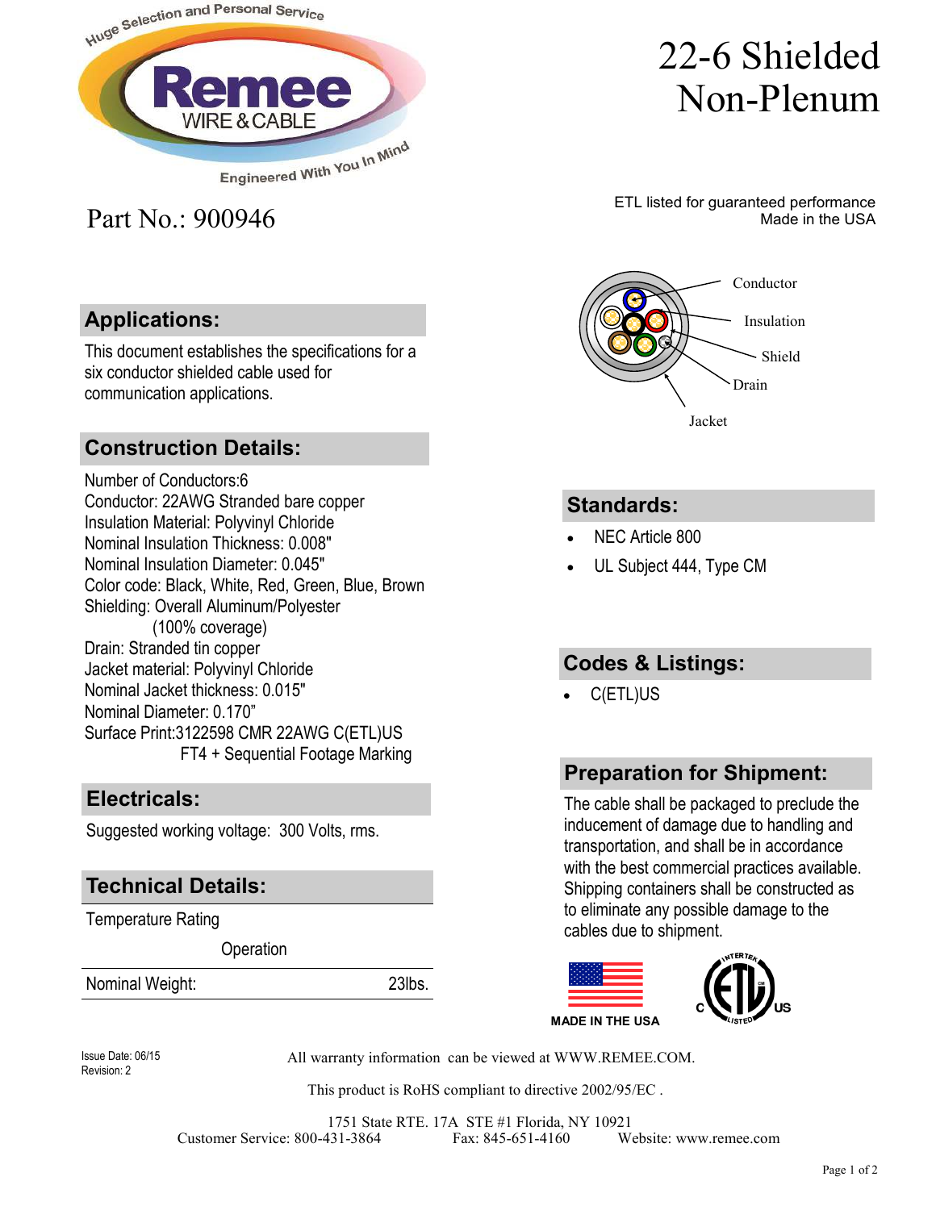Huge Selection and Personal Service

**Remee** WIRE & CABLE

Engineered With You In Mind

# 22-6 Shielded Non-Plenum

Part No.: 900946

ETL listed for guaranteed performance
Made in the USA

Conductor
Insulation
Shield
Drain
Jacket

## Applications:

This document establishes the specifications for a six conductor shielded cable used for communication applications.

## Construction Details:

Number of Conductors:6
Conductor: 22AWG Stranded bare copper
Insulation Material: Polyvinyl Chloride
Nominal Insulation Thickness: 0.008"
Nominal Insulation Diameter: 0.045"
Color code: Black, White, Red, Green, Blue, Brown
Shielding: Overall Aluminum/Polyester (100% coverage)
Drain: Stranded tin copper
Jacket material: Polyvinyl Chloride
Nominal Jacket thickness: 0.015"
Nominal Diameter: 0.170”
Surface Print:3122598 CMR 22AWG C(ETL)US FT4 + Sequential Footage Marking

## Electricals:

Suggested working voltage: 300 Volts, rms.

## Technical Details:

| Temperature Rating | |
|---|---|
| Operation | |
| Nominal Weight: | 23lbs. |

## Standards:

- NEC Article 800
- UL Subject 444, Type CM

## Codes & Listings:

- C(ETL)US

## Preparation for Shipment:

The cable shall be packaged to preclude the inducement of damage due to handling and transportation, and shall be in accordance with the best commercial practices available. Shipping containers shall be constructed as to eliminate any possible damage to the cables due to shipment.

MADE IN THE USA

C INTERTEK ETL LISTED US

Issue Date: 06/15
Revision: 2

All warranty information can be viewed at WWW.REMEE.COM.

This product is RoHS compliant to directive 2002/95/EC .

1751 State RTE. 17A STE #1 Florida, NY 10921
Customer Service: 800-431-3864 Fax: 845-651-4160 Website: www.remee.com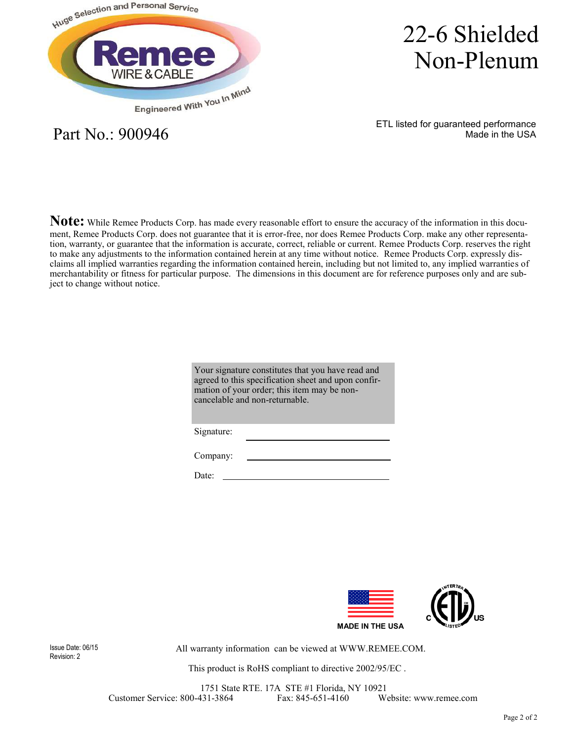# 22-6 Shielded Non-Plenum

Part No.: 900946

ETL listed for guaranteed performance
Made in the USA

**Note:** While Remee Products Corp. has made every reasonable effort to ensure the accuracy of the information in this document, Remee Products Corp. does not guarantee that it is error-free, nor does Remee Products Corp. make any other representation, warranty, or guarantee that the information is accurate, correct, reliable or current. Remee Products Corp. reserves the right to make any adjustments to the information contained herein at any time without notice. Remee Products Corp. expressly disclaims all implied warranties regarding the information contained herein, including but not limited to, any implied warranties of merchantability or fitness for particular purpose. The dimensions in this document are for reference purposes only and are subject to change without notice.

Your signature constitutes that you have read and agreed to this specification sheet and upon confirmation of your order; this item may be non-cancelable and non-returnable.

Signature: ______________________

Company: ______________________

Date: ______________________

MADE IN THE USA

Issue Date: 06/15
Revision: 2

All warranty information can be viewed at WWW.REMEE.COM.

This product is RoHS compliant to directive 2002/95/EC .

1751 State RTE. 17A STE #1 Florida, NY 10921
Customer Service: 800-431-3864 Fax: 845-651-4160 Website: www.remee.com